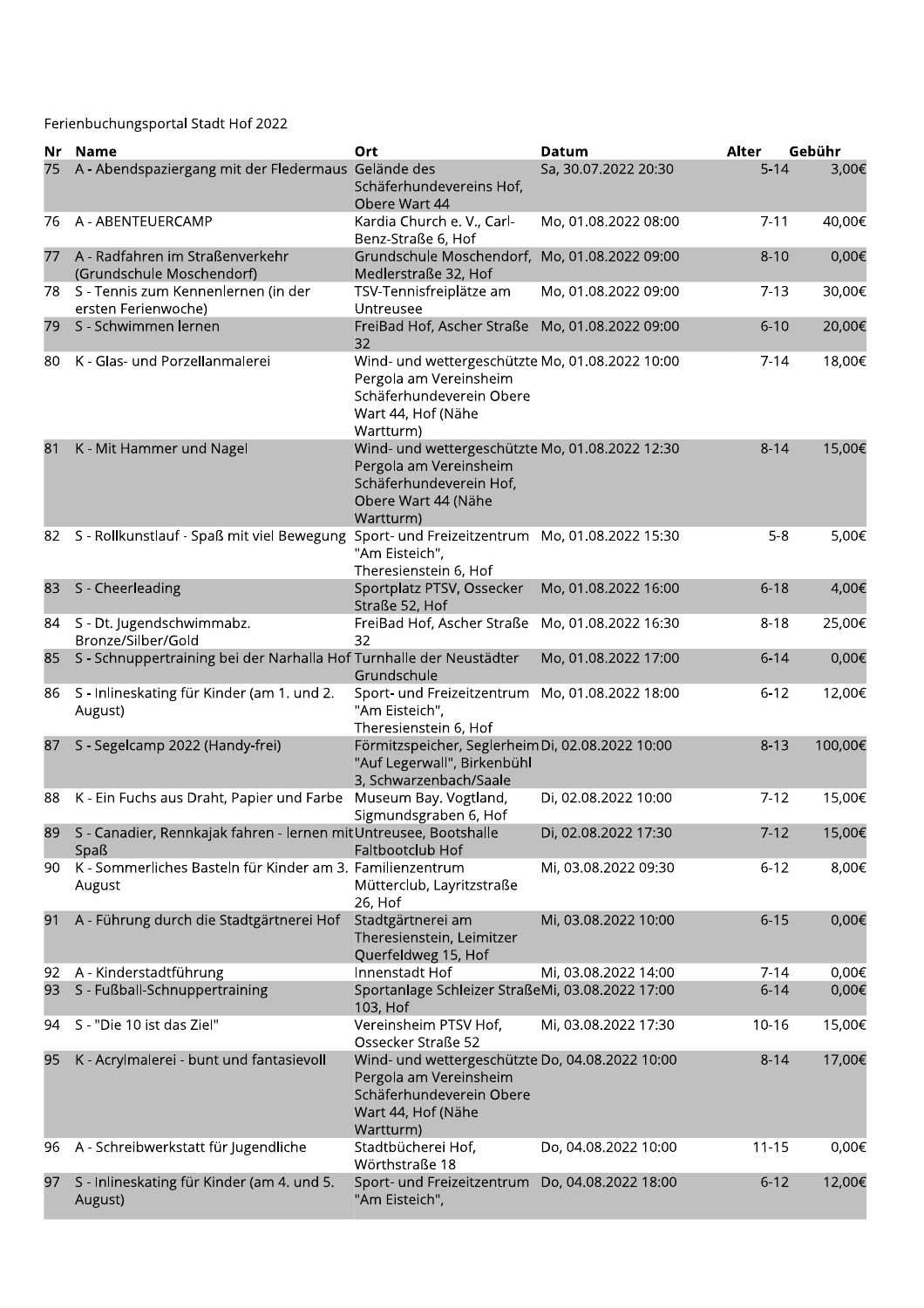Ferienbuchungsportal Stadt Hof 2022

| Nr | Name | Ort | Datum | Alter | Gebühr |
|---|---|---|---|---|---|
| 75 | A - Abendspaziergang mit der Fledermaus | Gelände des Schäferhundevereins Hof, Obere Wart 44 | Sa, 30.07.2022 20:30 | 5-14 | 3,00€ |
| 76 | A - ABENTEUERCAMP | Kardia Church e. V., Carl-Benz-Straße 6, Hof | Mo, 01.08.2022 08:00 | 7-11 | 40,00€ |
| 77 | A - Radfahren im Straßenverkehr (Grundschule Moschendorf) | Grundschule Moschendorf, Medlerstraße 32, Hof | Mo, 01.08.2022 09:00 | 8-10 | 0,00€ |
| 78 | S - Tennis zum Kennenlernen (in der ersten Ferienwoche) | TSV-Tennisfreiplätze am Untreusee | Mo, 01.08.2022 09:00 | 7-13 | 30,00€ |
| 79 | S - Schwimmen lernen | FreiBad Hof, Ascher Straße 32 | Mo, 01.08.2022 09:00 | 6-10 | 20,00€ |
| 80 | K - Glas- und Porzellanmalerei | Wind- und wettergeschützte Pergola am Vereinsheim Schäferhundeverein Obere Wart 44, Hof (Nähe Wartturm) | Mo, 01.08.2022 10:00 | 7-14 | 18,00€ |
| 81 | K - Mit Hammer und Nagel | Wind- und wettergeschützte Pergola am Vereinsheim Schäferhundeverein Hof, Obere Wart 44 (Nähe Wartturm) | Mo, 01.08.2022 12:30 | 8-14 | 15,00€ |
| 82 | S - Rollkunstlauf - Spaß mit viel Bewegung | Sport- und Freizeitzentrum "Am Eisteich", Theresienstein 6, Hof | Mo, 01.08.2022 15:30 | 5-8 | 5,00€ |
| 83 | S - Cheerleading | Sportplatz PTSV, Ossecker Straße 52, Hof | Mo, 01.08.2022 16:00 | 6-18 | 4,00€ |
| 84 | S - Dt. Jugendschwimmabz. Bronze/Silber/Gold | FreiBad Hof, Ascher Straße 32 | Mo, 01.08.2022 16:30 | 8-18 | 25,00€ |
| 85 | S - Schnuppertraining bei der Narhalla Hof | Turnhalle der Neustädter Grundschule | Mo, 01.08.2022 17:00 | 6-14 | 0,00€ |
| 86 | S - Inlineskating für Kinder (am 1. und 2. August) | Sport- und Freizeitzentrum "Am Eisteich", Theresienstein 6, Hof | Mo, 01.08.2022 18:00 | 6-12 | 12,00€ |
| 87 | S - Segelcamp 2022 (Handy-frei) | Förmitzspeicher, Seglerheim "Auf Legerwall", Birkenbühl 3, Schwarzenbach/Saale | Di, 02.08.2022 10:00 | 8-13 | 100,00€ |
| 88 | K - Ein Fuchs aus Draht, Papier und Farbe | Museum Bay. Vogtland, Sigmundsgraben 6, Hof | Di, 02.08.2022 10:00 | 7-12 | 15,00€ |
| 89 | S - Canadier, Rennkajak fahren - lernen mit Spaß | Untreusee, Bootshalle Faltbootclub Hof | Di, 02.08.2022 17:30 | 7-12 | 15,00€ |
| 90 | K - Sommerliches Basteln für Kinder am 3. August | Familienzentrum Mütterclub, Layritzstraße 26, Hof | Mi, 03.08.2022 09:30 | 6-12 | 8,00€ |
| 91 | A - Führung durch die Stadtgärtnerei Hof | Stadtgärtnerei am Theresienstein, Leimitzer Querfeldweg 15, Hof | Mi, 03.08.2022 10:00 | 6-15 | 0,00€ |
| 92 | A - Kinderstadtführung | Innenstadt Hof | Mi, 03.08.2022 14:00 | 7-14 | 0,00€ |
| 93 | S - Fußball-Schnuppertraining | Sportanlage Schleizer Straße 103, Hof | Mi, 03.08.2022 17:00 | 6-14 | 0,00€ |
| 94 | S - "Die 10 ist das Ziel" | Vereinsheim PTSV Hof, Ossecker Straße 52 | Mi, 03.08.2022 17:30 | 10-16 | 15,00€ |
| 95 | K - Acrylmalerei - bunt und fantasievoll | Wind- und wettergeschützte Pergola am Vereinsheim Schäferhundeverein Obere Wart 44, Hof (Nähe Wartturm) | Do, 04.08.2022 10:00 | 8-14 | 17,00€ |
| 96 | A - Schreibwerkstatt für Jugendliche | Stadtbücherei Hof, Wörthstraße 18 | Do, 04.08.2022 10:00 | 11-15 | 0,00€ |
| 97 | S - Inlineskating für Kinder (am 4. und 5. August) | Sport- und Freizeitzentrum "Am Eisteich", | Do, 04.08.2022 18:00 | 6-12 | 12,00€ |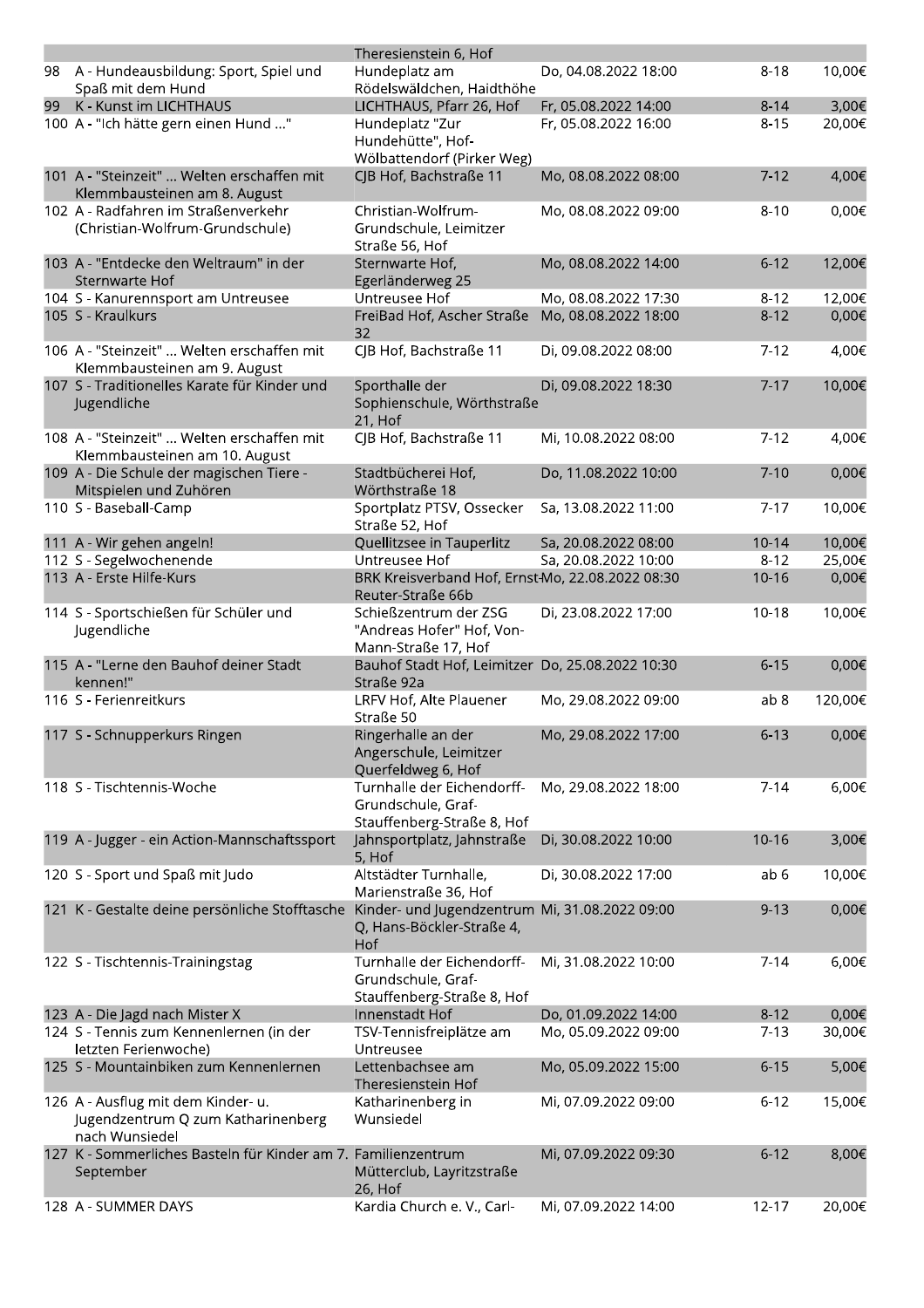| | | | | | |
|---|---|---|---|---|---|
| | | Theresienstein 6, Hof | | | |
| 98 | A - Hundeausbildung: Sport, Spiel und Spaß mit dem Hund | Hundeplatz am Rödelswäldchen, Haidthöhe | Do, 04.08.2022 18:00 | 8-18 | 10,00€ |
| 99 | K - Kunst im LICHTHAUS | LICHTHAUS, Pfarr 26, Hof | Fr, 05.08.2022 14:00 | 8-14 | 3,00€ |
| 100 | A - "Ich hätte gern einen Hund ..." | Hundeplatz "Zur Hundehütte", Hof-Wölbattendorf (Pirker Weg) | Fr, 05.08.2022 16:00 | 8-15 | 20,00€ |
| 101 | A - "Steinzeit" ... Welten erschaffen mit Klemmbausteinen am 8. August | CJB Hof, Bachstraße 11 | Mo, 08.08.2022 08:00 | 7-12 | 4,00€ |
| 102 | A - Radfahren im Straßenverkehr (Christian-Wolfrum-Grundschule) | Christian-Wolfrum-Grundschule, Leimitzer Straße 56, Hof | Mo, 08.08.2022 09:00 | 8-10 | 0,00€ |
| 103 | A - "Entdecke den Weltraum" in der Sternwarte Hof | Sternwarte Hof, Egerländerweg 25 | Mo, 08.08.2022 14:00 | 6-12 | 12,00€ |
| 104 | S - Kanurennsport am Untreusee | Untreusee Hof | Mo, 08.08.2022 17:30 | 8-12 | 12,00€ |
| 105 | S - Kraulkurs | FreiBad Hof, Ascher Straße 32 | Mo, 08.08.2022 18:00 | 8-12 | 0,00€ |
| 106 | A - "Steinzeit" ... Welten erschaffen mit Klemmbausteinen am 9. August | CJB Hof, Bachstraße 11 | Di, 09.08.2022 08:00 | 7-12 | 4,00€ |
| 107 | S - Traditionelles Karate für Kinder und Jugendliche | Sporthalle der Sophienschule, Wörthstraße 21, Hof | Di, 09.08.2022 18:30 | 7-17 | 10,00€ |
| 108 | A - "Steinzeit" ... Welten erschaffen mit Klemmbausteinen am 10. August | CJB Hof, Bachstraße 11 | Mi, 10.08.2022 08:00 | 7-12 | 4,00€ |
| 109 | A - Die Schule der magischen Tiere - Mitspielen und Zuhören | Stadtbücherei Hof, Wörthstraße 18 | Do, 11.08.2022 10:00 | 7-10 | 0,00€ |
| 110 | S - Baseball-Camp | Sportplatz PTSV, Ossecker Straße 52, Hof | Sa, 13.08.2022 11:00 | 7-17 | 10,00€ |
| 111 | A - Wir gehen angeln! | Quellitzsee in Tauperlitz | Sa, 20.08.2022 08:00 | 10-14 | 10,00€ |
| 112 | S - Segelwochenende | Untreusee Hof | Sa, 20.08.2022 10:00 | 8-12 | 25,00€ |
| 113 | A - Erste Hilfe-Kurs | BRK Kreisverband Hof, Ernst-Reuter-Straße 66b | Mo, 22.08.2022 08:30 | 10-16 | 0,00€ |
| 114 | S - Sportschießen für Schüler und Jugendliche | Schießzentrum der ZSG "Andreas Hofer" Hof, Von-Mann-Straße 17, Hof | Di, 23.08.2022 17:00 | 10-18 | 10,00€ |
| 115 | A - "Lerne den Bauhof deiner Stadt kennen!" | Bauhof Stadt Hof, Leimitzer Straße 92a | Do, 25.08.2022 10:30 | 6-15 | 0,00€ |
| 116 | S - Ferienreitkurs | LRFV Hof, Alte Plauener Straße 50 | Mo, 29.08.2022 09:00 | ab 8 | 120,00€ |
| 117 | S - Schnupperkurs Ringen | Ringerhalle an der Angerschule, Leimitzer Querfeldweg 6, Hof | Mo, 29.08.2022 17:00 | 6-13 | 0,00€ |
| 118 | S - Tischtennis-Woche | Turnhalle der Eichendorff-Grundschule, Graf-Stauffenberg-Straße 8, Hof | Mo, 29.08.2022 18:00 | 7-14 | 6,00€ |
| 119 | A - Jugger - ein Action-Mannschaftssport | Jahnsportplatz, Jahnstraße 5, Hof | Di, 30.08.2022 10:00 | 10-16 | 3,00€ |
| 120 | S - Sport und Spaß mit Judo | Altstädter Turnhalle, Marienstraße 36, Hof | Di, 30.08.2022 17:00 | ab 6 | 10,00€ |
| 121 | K - Gestalte deine persönliche Stofftasche | Kinder- und Jugendzentrum Q, Hans-Böckler-Straße 4, Hof | Mi, 31.08.2022 09:00 | 9-13 | 0,00€ |
| 122 | S - Tischtennis-Trainingstag | Turnhalle der Eichendorff-Grundschule, Graf-Stauffenberg-Straße 8, Hof | Mi, 31.08.2022 10:00 | 7-14 | 6,00€ |
| 123 | A - Die Jagd nach Mister X | Innenstadt Hof | Do, 01.09.2022 14:00 | 8-12 | 0,00€ |
| 124 | S - Tennis zum Kennenlernen (in der letzten Ferienwoche) | TSV-Tennisfreiplätze am Untreusee | Mo, 05.09.2022 09:00 | 7-13 | 30,00€ |
| 125 | S - Mountainbiken zum Kennenlernen | Lettenbachsee am Theresienstein Hof | Mo, 05.09.2022 15:00 | 6-15 | 5,00€ |
| 126 | A - Ausflug mit dem Kinder- u. Jugendzentrum Q zum Katharinenberg nach Wunsiedel | Katharinenberg in Wunsiedel | Mi, 07.09.2022 09:00 | 6-12 | 15,00€ |
| 127 | K - Sommerliches Basteln für Kinder am 7. September | Familienzentrum Mütterclub, Layritzstraße 26, Hof | Mi, 07.09.2022 09:30 | 6-12 | 8,00€ |
| 128 | A - SUMMER DAYS | Kardia Church e. V., Carl- | Mi, 07.09.2022 14:00 | 12-17 | 20,00€ |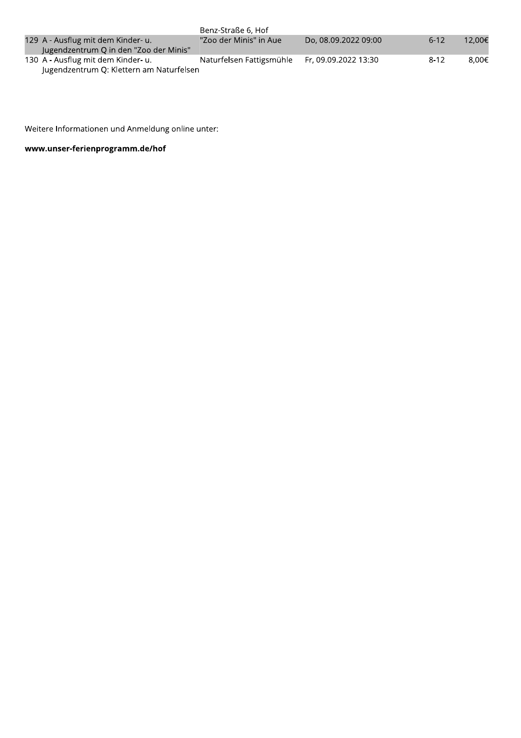| | | | | | |
|---|---|---|---|---|---|
| | | Benz-Straße 6, Hof | | | |
| 129 | A - Ausflug mit dem Kinder- u. Jugendzentrum Q in den "Zoo der Minis" | "Zoo der Minis" in Aue | Do, 08.09.2022 09:00 | 6-12 | 12,00€ |
| 130 | A - Ausflug mit dem Kinder- u. Jugendzentrum Q: Klettern am Naturfelsen | Naturfelsen Fattigsmühle | Fr, 09.09.2022 13:30 | 8-12 | 8,00€ |

Weitere Informationen und Anmeldung online unter:

**www.unser-ferienprogramm.de/hof**